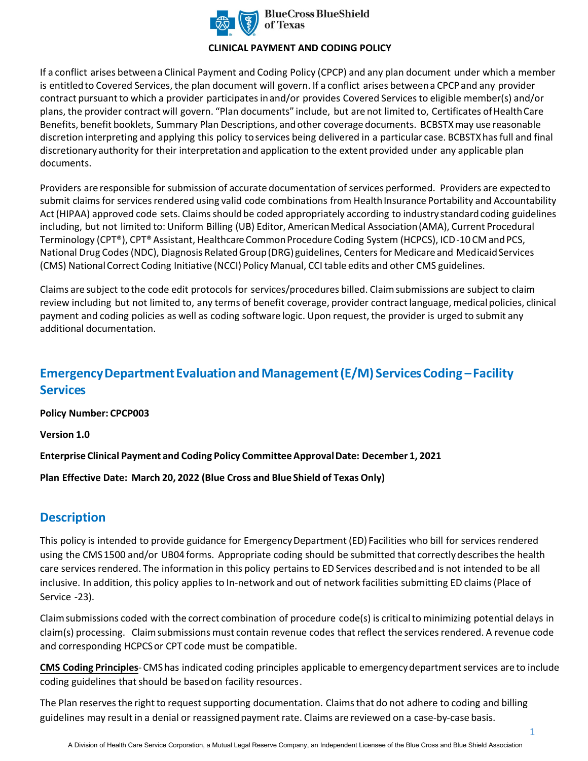CLINICAL PAYMENT AND CODING POLICY

If a conflict arises between a Clinical Payment and Coding Policy (CPCP) and any plan document under which a member is entitled to Covered Services, the plan document will govern. If a conflict arises between a CPCP and any provider contract pursuant to which a provider participates in and/or provides Covered Services to eligible member(s) and/or plans, the provider contract will govern. "Plan documents" include, but are not limited to, Certificates of Health Care Benefits, benefit booklets, Summary Plan Descriptions, and other coverage documents. BCBSTX may use reasonable discretion interpreting and applying this policy to services being delivered in a particular case. BCBSTX has full and final discretionary authority for their interpretation and application to the extent provided under any applicable plan documents.

Providers are responsible for submission of accurate documentation of services performed. Providers are expected to submit claims for services rendered using valid code combinations from Health Insurance Portability and Accountability Act (HIPAA) approved code sets. Claims should be coded appropriately according to industry standard coding guidelines including, but not limited to: Uniform Billing (UB) Editor, American Medical Association (AMA), Current Procedural Terminology (CPT®), CPT® Assistant, Healthcare Common Procedure Coding System (HCPCS), ICD-10 CM and PCS, National Drug Codes (NDC), Diagnosis Related Group (DRG) guidelines, Centers for Medicare and Medicaid Services (CMS) National Correct Coding Initiative (NCCI) Policy Manual, CCI table edits and other CMS guidelines.

Claims are subject to the code edit protocols for services/procedures billed. Claim submissions are subject to claim review including but not limited to, any terms of benefit coverage, provider contract language, medical policies, clinical payment and coding policies as well as coding software logic. Upon request, the provider is urged to submit any additional documentation.

# Emergency Department Evaluation and Management (E/M) Services Coding – Facility Services

**Policy Number: CPCP003**

**Version 1.0**

**Enterprise Clinical Payment and Coding Policy Committee Approval Date: December 1, 2021**

**Plan Effective Date: March 20, 2022 (Blue Cross and Blue Shield of Texas Only)**

## Description

This policy is intended to provide guidance for Emergency Department (ED) Facilities who bill for services rendered using the CMS 1500 and/or UB04 forms. Appropriate coding should be submitted that correctly describes the health care services rendered. The information in this policy pertains to ED Services described and is not intended to be all inclusive. In addition, this policy applies to In-network and out of network facilities submitting ED claims (Place of Service -23).

Claim submissions coded with the correct combination of procedure code(s) is critical to minimizing potential delays in claim(s) processing. Claim submissions must contain revenue codes that reflect the services rendered. A revenue code and corresponding HCPCS or CPT code must be compatible.

**CMS Coding Principles**- CMS has indicated coding principles applicable to emergency department services are to include coding guidelines that should be based on facility resources.

The Plan reserves the right to request supporting documentation. Claims that do not adhere to coding and billing guidelines may result in a denial or reassigned payment rate. Claims are reviewed on a case-by-case basis.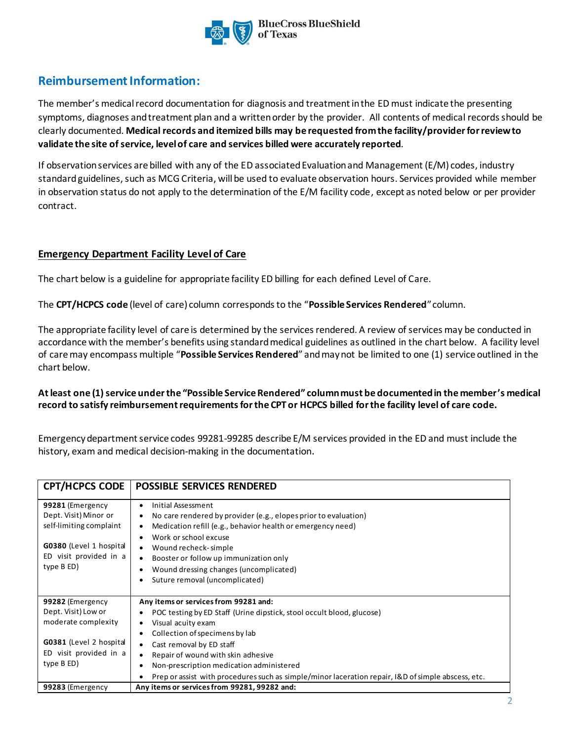## Reimbursement Information:

The member's medical record documentation for diagnosis and treatment in the ED must indicate the presenting symptoms, diagnoses and treatment plan and a written order by the provider. All contents of medical records should be clearly documented. **Medical records and itemized bills may be requested from the facility/provider for review to validate the site of service, level of care and services billed were accurately reported**.

If observation services are billed with any of the ED associated Evaluation and Management (E/M) codes, industry standard guidelines, such as MCG Criteria, will be used to evaluate observation hours. Services provided while member in observation status do not apply to the determination of the E/M facility code, except as noted below or per provider contract.

### Emergency Department Facility Level of Care

The chart below is a guideline for appropriate facility ED billing for each defined Level of Care.

The **CPT/HCPCS code** (level of care) column corresponds to the "**Possible Services Rendered**" column.

The appropriate facility level of care is determined by the services rendered. A review of services may be conducted in accordance with the member's benefits using standard medical guidelines as outlined in the chart below. A facility level of care may encompass multiple "**Possible Services Rendered**" and may not be limited to one (1) service outlined in the chart below.

**At least one (1) service under the "Possible Service Rendered" column must be documented in the member's medical record to satisfy reimbursement requirements for the CPT or HCPCS billed for the facility level of care code.**

Emergency department service codes 99281-99285 describe E/M services provided in the ED and must include the history, exam and medical decision-making in the documentation.

| CPT/HCPCS CODE | POSSIBLE SERVICES RENDERED |
|---|---|
| **99281** (Emergency Dept. Visit) Minor or self-limiting complaint<br><br>**G0380** (Level 1 hospital ED visit provided in a type B ED) | • Initial Assessment<br>• No care rendered by provider (e.g., elopes prior to evaluation)<br>• Medication refill (e.g., behavior health or emergency need)<br>• Work or school excuse<br>• Wound recheck- simple<br>• Booster or follow up immunization only<br>• Wound dressing changes (uncomplicated)<br>• Suture removal (uncomplicated) |
| **99282** (Emergency Dept. Visit) Low or moderate complexity<br><br>**G0381** (Level 2 hospital ED visit provided in a type B ED) | **Any items or services from 99281 and:**<br>• POC testing by ED Staff (Urine dipstick, stool occult blood, glucose)<br>• Visual acuity exam<br>• Collection of specimens by lab<br>• Cast removal by ED staff<br>• Repair of wound with skin adhesive<br>• Non-prescription medication administered<br>• Prep or assist with procedures such as simple/minor laceration repair, I&D of simple abscess, etc. |
| **99283** (Emergency | **Any items or services from 99281, 99282 and:** |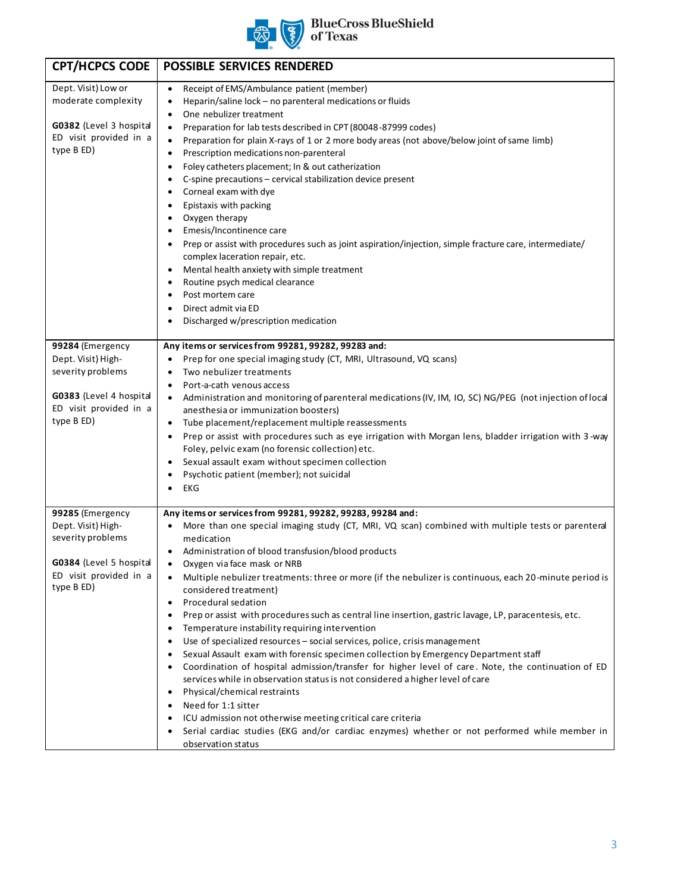| CPT/HCPCS CODE | POSSIBLE SERVICES RENDERED |
|---|---|
| Dept. Visit) Low or moderate complexity<br><br>**G0382** (Level 3 hospital ED visit provided in a type B ED) | • Receipt of EMS/Ambulance patient (member)<br>• Heparin/saline lock – no parenteral medications or fluids<br>• One nebulizer treatment<br>• Preparation for lab tests described in CPT (80048-87999 codes)<br>• Preparation for plain X-rays of 1 or 2 more body areas (not above/below joint of same limb)<br>• Prescription medications non-parenteral<br>• Foley catheters placement; In & out catherization<br>• C-spine precautions – cervical stabilization device present<br>• Corneal exam with dye<br>• Epistaxis with packing<br>• Oxygen therapy<br>• Emesis/Incontinence care<br>• Prep or assist with procedures such as joint aspiration/injection, simple fracture care, intermediate/ complex laceration repair, etc.<br>• Mental health anxiety with simple treatment<br>• Routine psych medical clearance<br>• Post mortem care<br>• Direct admit via ED<br>• Discharged w/prescription medication |
| **99284** (Emergency Dept. Visit) High-severity problems<br><br>**G0383** (Level 4 hospital ED visit provided in a type B ED) | **Any items or services from 99281, 99282, 99283 and:**<br>• Prep for one special imaging study (CT, MRI, Ultrasound, VQ scans)<br>• Two nebulizer treatments<br>• Port-a-cath venous access<br>• Administration and monitoring of parenteral medications (IV, IM, IO, SC) NG/PEG (not injection of local anesthesia or immunization boosters)<br>• Tube placement/replacement multiple reassessments<br>• Prep or assist with procedures such as eye irrigation with Morgan lens, bladder irrigation with 3-way Foley, pelvic exam (no forensic collection) etc.<br>• Sexual assault exam without specimen collection<br>• Psychotic patient (member); not suicidal<br>• EKG |
| **99285** (Emergency Dept. Visit) High-severity problems<br><br>**G0384** (Level 5 hospital ED visit provided in a type B ED) | **Any items or services from 99281, 99282, 99283, 99284 and:**<br>• More than one special imaging study (CT, MRI, VQ scan) combined with multiple tests or parenteral medication<br>• Administration of blood transfusion/blood products<br>• Oxygen via face mask or NRB<br>• Multiple nebulizer treatments: three or more (if the nebulizer is continuous, each 20-minute period is considered treatment)<br>• Procedural sedation<br>• Prep or assist with procedures such as central line insertion, gastric lavage, LP, paracentesis, etc.<br>• Temperature instability requiring intervention<br>• Use of specialized resources – social services, police, crisis management<br>• Sexual Assault exam with forensic specimen collection by Emergency Department staff<br>• Coordination of hospital admission/transfer for higher level of care. Note, the continuation of ED services while in observation status is not considered a higher level of care<br>• Physical/chemical restraints<br>• Need for 1:1 sitter<br>• ICU admission not otherwise meeting critical care criteria<br>• Serial cardiac studies (EKG and/or cardiac enzymes) whether or not performed while member in observation status |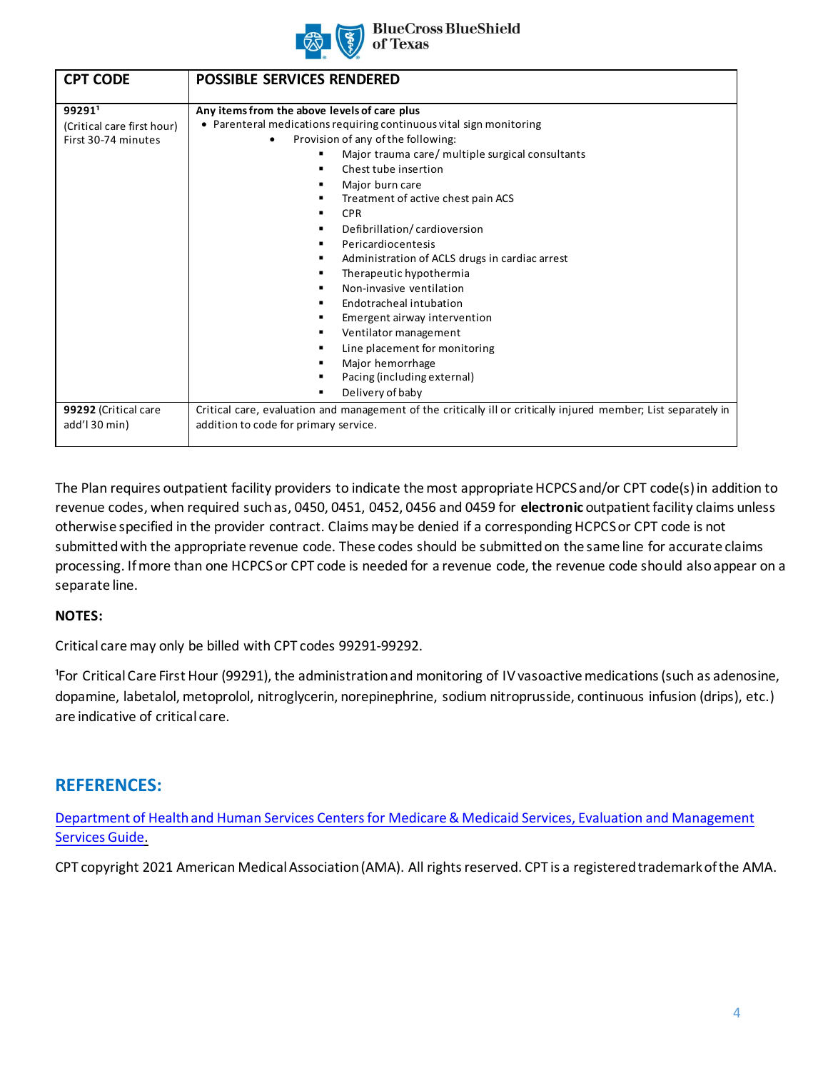| CPT CODE | POSSIBLE SERVICES RENDERED |
|---|---|
| **99291**[1] (Critical care first hour) First 30-74 minutes | **Any items from the above levels of care plus**<br>• Parenteral medications requiring continuous vital sign monitoring<br>• Provision of any of the following:<br>▪ Major trauma care/ multiple surgical consultants<br>▪ Chest tube insertion<br>▪ Major burn care<br>▪ Treatment of active chest pain ACS<br>▪ CPR<br>▪ Defibrillation/ cardioversion<br>▪ Pericardiocentesis<br>▪ Administration of ACLS drugs in cardiac arrest<br>▪ Therapeutic hypothermia<br>▪ Non-invasive ventilation<br>▪ Endotracheal intubation<br>▪ Emergent airway intervention<br>▪ Ventilator management<br>▪ Line placement for monitoring<br>▪ Major hemorrhage<br>▪ Pacing (including external)<br>▪ Delivery of baby |
| **99292** (Critical care add'l 30 min) | Critical care, evaluation and management of the critically ill or critically injured member; List separately in addition to code for primary service. |

The Plan requires outpatient facility providers to indicate the most appropriate HCPCS and/or CPT code(s) in addition to revenue codes, when required such as, 0450, 0451, 0452, 0456 and 0459 for **electronic** outpatient facility claims unless otherwise specified in the provider contract. Claims may be denied if a corresponding HCPCS or CPT code is not submitted with the appropriate revenue code. These codes should be submitted on the same line for accurate claims processing. If more than one HCPCS or CPT code is needed for a revenue code, the revenue code should also appear on a separate line.

**NOTES:**

Critical care may only be billed with CPT codes 99291-99292.

[1]For Critical Care First Hour (99291), the administration and monitoring of IV vasoactive medications (such as adenosine, dopamine, labetalol, metoprolol, nitroglycerin, norepinephrine, sodium nitroprusside, continuous infusion (drips), etc.) are indicative of critical care.

## REFERENCES:

Department of Health and Human Services Centers for Medicare & Medicaid Services, Evaluation and Management Services Guide.

CPT copyright 2021 American Medical Association (AMA). All rights reserved. CPT is a registered trademark of the AMA.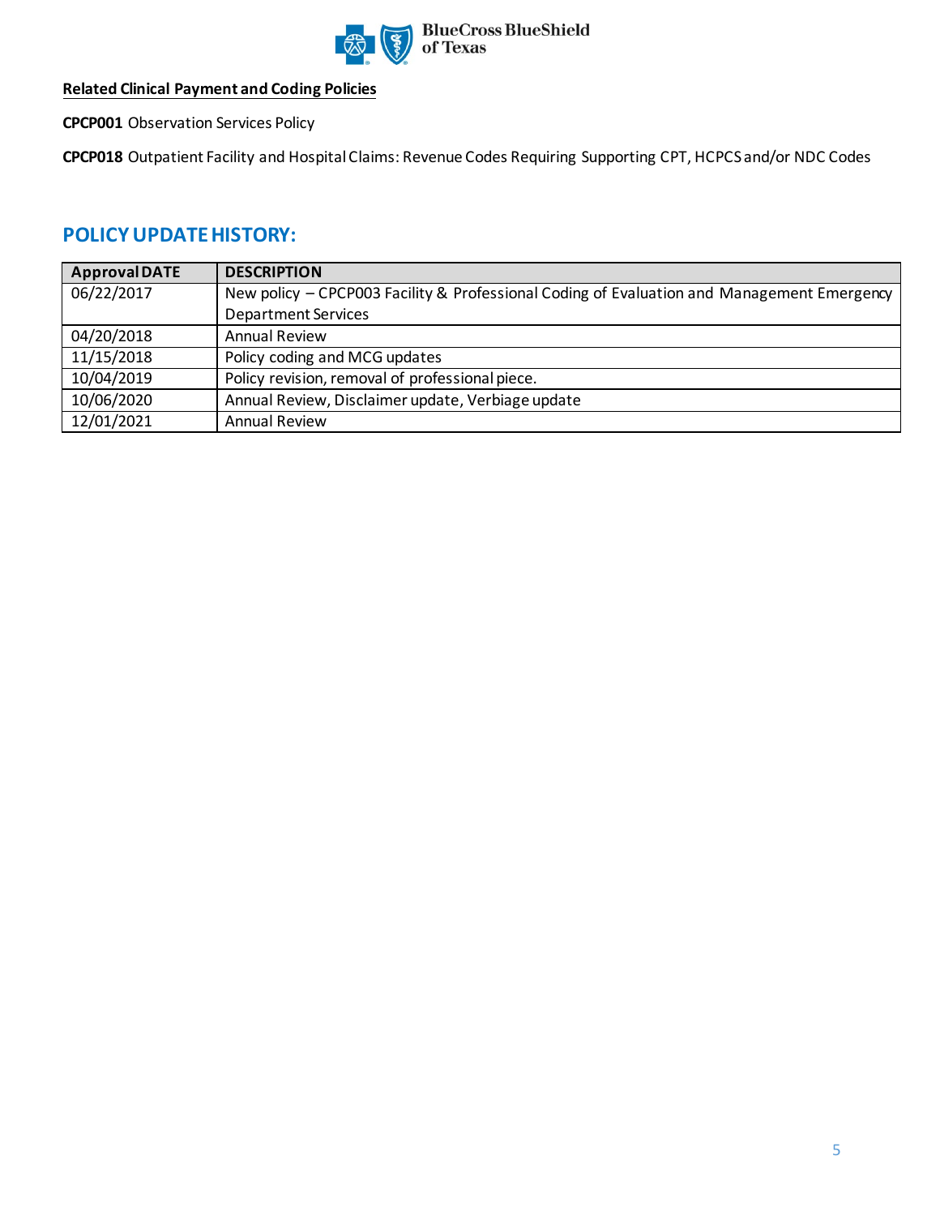**Related Clinical Payment and Coding Policies**

**CPCP001** Observation Services Policy

**CPCP018** Outpatient Facility and Hospital Claims: Revenue Codes Requiring Supporting CPT, HCPCS and/or NDC Codes

## POLICY UPDATE HISTORY:

| Approval DATE | DESCRIPTION |
|---|---|
| 06/22/2017 | New policy – CPCP003 Facility & Professional Coding of Evaluation and Management Emergency Department Services |
| 04/20/2018 | Annual Review |
| 11/15/2018 | Policy coding and MCG updates |
| 10/04/2019 | Policy revision, removal of professional piece. |
| 10/06/2020 | Annual Review, Disclaimer update, Verbiage update |
| 12/01/2021 | Annual Review |